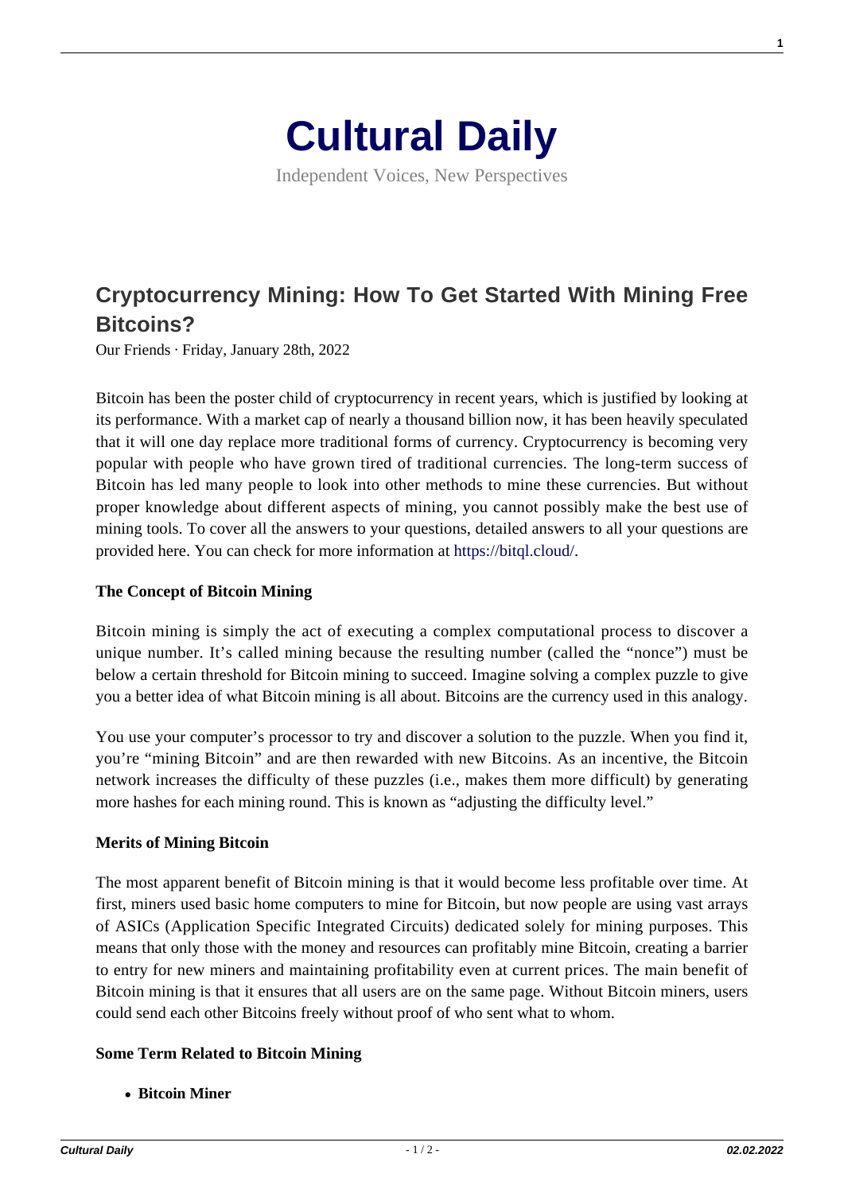# Cultural Daily

Independent Voices, New Perspectives

## Cryptocurrency Mining: How To Get Started With Mining Free Bitcoins?

Our Friends · Friday, January 28th, 2022

Bitcoin has been the poster child of cryptocurrency in recent years, which is justified by looking at its performance. With a market cap of nearly a thousand billion now, it has been heavily speculated that it will one day replace more traditional forms of currency. Cryptocurrency is becoming very popular with people who have grown tired of traditional currencies. The long-term success of Bitcoin has led many people to look into other methods to mine these currencies. But without proper knowledge about different aspects of mining, you cannot possibly make the best use of mining tools. To cover all the answers to your questions, detailed answers to all your questions are provided here. You can check for more information at https://bitql.cloud/.

**The Concept of Bitcoin Mining**

Bitcoin mining is simply the act of executing a complex computational process to discover a unique number. It's called mining because the resulting number (called the "nonce") must be below a certain threshold for Bitcoin mining to succeed. Imagine solving a complex puzzle to give you a better idea of what Bitcoin mining is all about. Bitcoins are the currency used in this analogy.

You use your computer's processor to try and discover a solution to the puzzle. When you find it, you're "mining Bitcoin" and are then rewarded with new Bitcoins. As an incentive, the Bitcoin network increases the difficulty of these puzzles (i.e., makes them more difficult) by generating more hashes for each mining round. This is known as "adjusting the difficulty level."

**Merits of Mining Bitcoin**

The most apparent benefit of Bitcoin mining is that it would become less profitable over time. At first, miners used basic home computers to mine for Bitcoin, but now people are using vast arrays of ASICs (Application Specific Integrated Circuits) dedicated solely for mining purposes. This means that only those with the money and resources can profitably mine Bitcoin, creating a barrier to entry for new miners and maintaining profitability even at current prices. The main benefit of Bitcoin mining is that it ensures that all users are on the same page. Without Bitcoin miners, users could send each other Bitcoins freely without proof of who sent what to whom.

**Some Term Related to Bitcoin Mining**

- **Bitcoin Miner**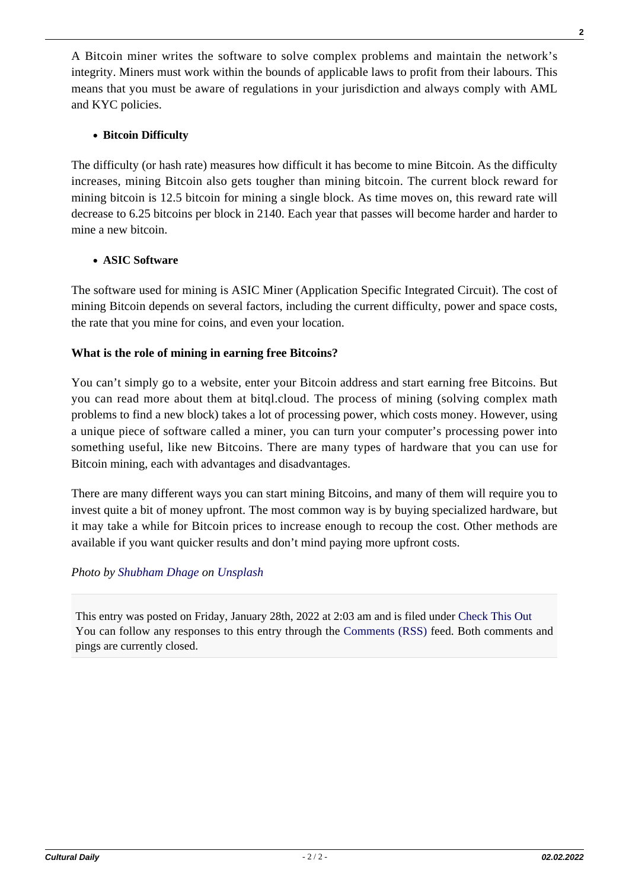A Bitcoin miner writes the software to solve complex problems and maintain the network's integrity. Miners must work within the bounds of applicable laws to profit from their labours. This means that you must be aware of regulations in your jurisdiction and always comply with AML and KYC policies.

- **Bitcoin Difficulty**

The difficulty (or hash rate) measures how difficult it has become to mine Bitcoin. As the difficulty increases, mining Bitcoin also gets tougher than mining bitcoin. The current block reward for mining bitcoin is 12.5 bitcoin for mining a single block. As time moves on, this reward rate will decrease to 6.25 bitcoins per block in 2140. Each year that passes will become harder and harder to mine a new bitcoin.

- **ASIC Software**

The software used for mining is ASIC Miner (Application Specific Integrated Circuit). The cost of mining Bitcoin depends on several factors, including the current difficulty, power and space costs, the rate that you mine for coins, and even your location.

**What is the role of mining in earning free Bitcoins?**

You can't simply go to a website, enter your Bitcoin address and start earning free Bitcoins. But you can read more about them at bitql.cloud. The process of mining (solving complex math problems to find a new block) takes a lot of processing power, which costs money. However, using a unique piece of software called a miner, you can turn your computer's processing power into something useful, like new Bitcoins. There are many types of hardware that you can use for Bitcoin mining, each with advantages and disadvantages.

There are many different ways you can start mining Bitcoins, and many of them will require you to invest quite a bit of money upfront. The most common way is by buying specialized hardware, but it may take a while for Bitcoin prices to increase enough to recoup the cost. Other methods are available if you want quicker results and don't mind paying more upfront costs.

*Photo by Shubham Dhage on Unsplash*

This entry was posted on Friday, January 28th, 2022 at 2:03 am and is filed under Check This Out
You can follow any responses to this entry through the Comments (RSS) feed. Both comments and pings are currently closed.